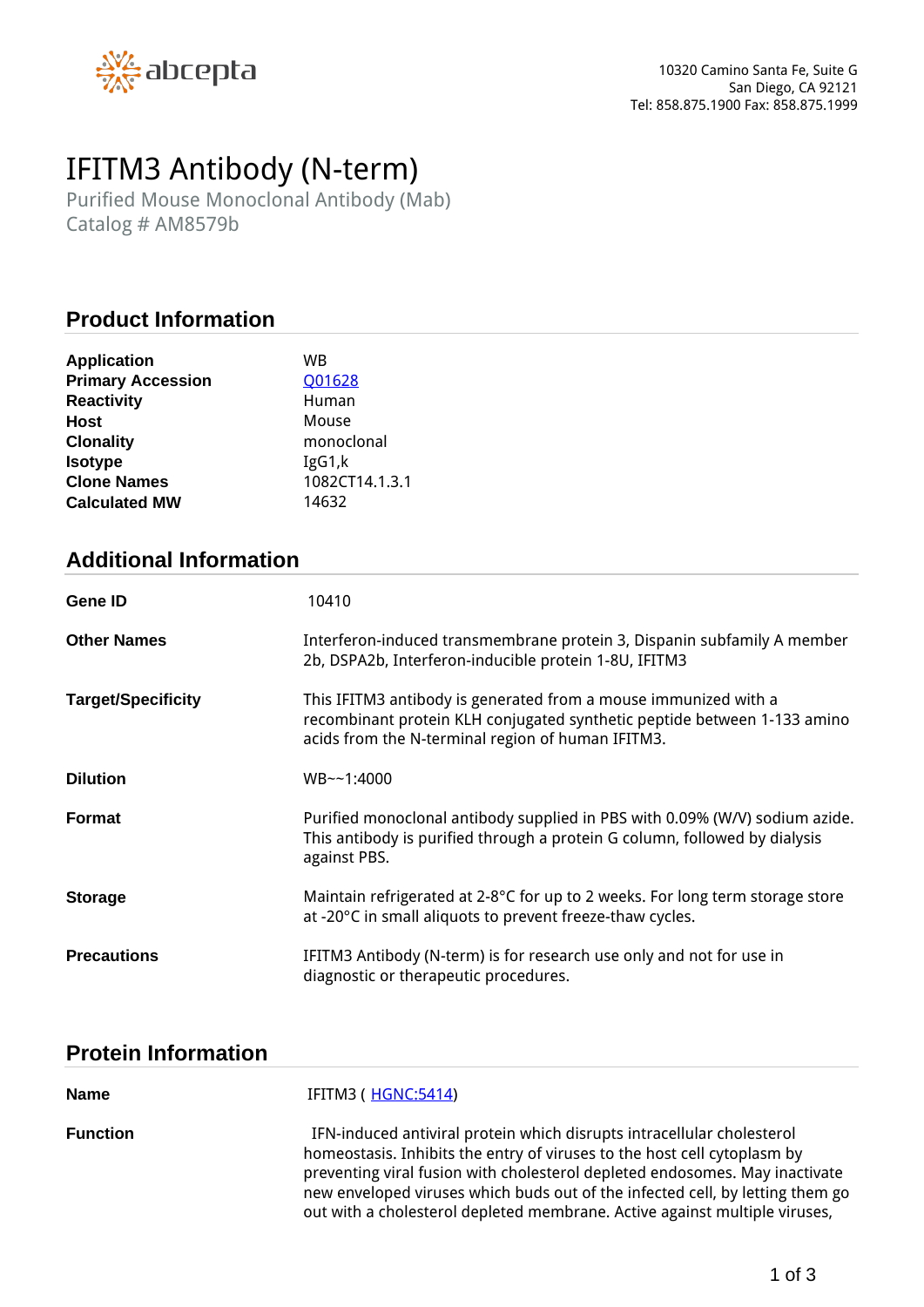abcepta

10320 Camino Santa Fe, Suite G
San Diego, CA 92121
Tel: 858.875.1900 Fax: 858.875.1999

# IFITM3 Antibody (N-term)

Purified Mouse Monoclonal Antibody (Mab)
Catalog # AM8579b

## Product Information

| | |
|---|---|
| **Application** | WB |
| **Primary Accession** | Q01628 |
| **Reactivity** | Human |
| **Host** | Mouse |
| **Clonality** | monoclonal |
| **Isotype** | IgG1,k |
| **Clone Names** | 1082CT14.1.3.1 |
| **Calculated MW** | 14632 |

## Additional Information

| | |
|---|---|
| **Gene ID** | 10410 |
| **Other Names** | Interferon-induced transmembrane protein 3, Dispanin subfamily A member 2b, DSPA2b, Interferon-inducible protein 1-8U, IFITM3 |
| **Target/Specificity** | This IFITM3 antibody is generated from a mouse immunized with a recombinant protein KLH conjugated synthetic peptide between 1-133 amino acids from the N-terminal region of human IFITM3. |
| **Dilution** | WB~~1:4000 |
| **Format** | Purified monoclonal antibody supplied in PBS with 0.09% (W/V) sodium azide. This antibody is purified through a protein G column, followed by dialysis against PBS. |
| **Storage** | Maintain refrigerated at 2-8°C for up to 2 weeks. For long term storage store at -20°C in small aliquots to prevent freeze-thaw cycles. |
| **Precautions** | IFITM3 Antibody (N-term) is for research use only and not for use in diagnostic or therapeutic procedures. |

## Protein Information

| | |
|---|---|
| **Name** | IFITM3 ( HGNC:5414) |
| **Function** | IFN-induced antiviral protein which disrupts intracellular cholesterol homeostasis. Inhibits the entry of viruses to the host cell cytoplasm by preventing viral fusion with cholesterol depleted endosomes. May inactivate new enveloped viruses which buds out of the infected cell, by letting them go out with a cholesterol depleted membrane. Active against multiple viruses, |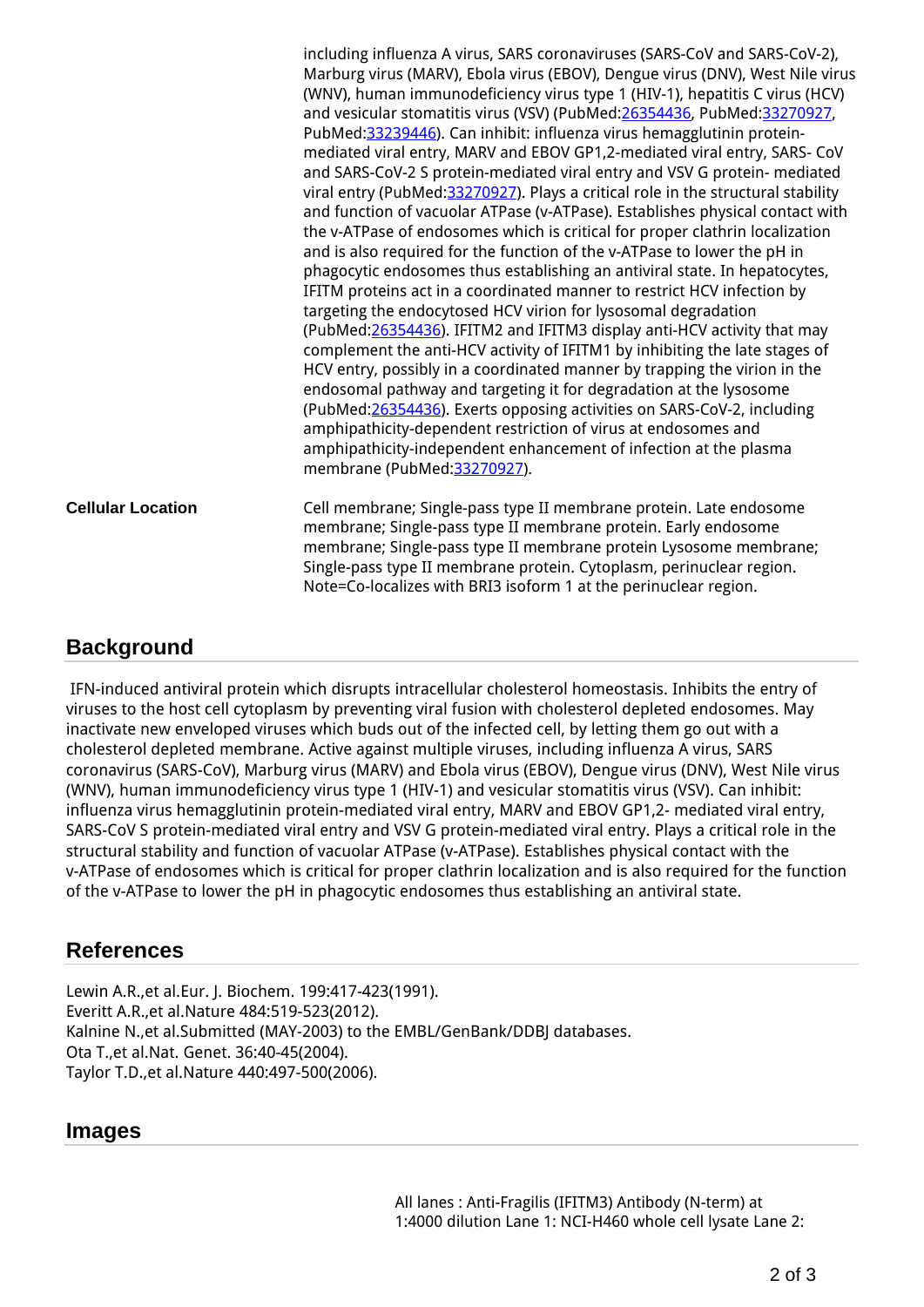including influenza A virus, SARS coronaviruses (SARS-CoV and SARS-CoV-2), Marburg virus (MARV), Ebola virus (EBOV), Dengue virus (DNV), West Nile virus (WNV), human immunodeficiency virus type 1 (HIV-1), hepatitis C virus (HCV) and vesicular stomatitis virus (VSV) (PubMed:26354436, PubMed:33270927, PubMed:33239446). Can inhibit: influenza virus hemagglutinin protein-mediated viral entry, MARV and EBOV GP1,2-mediated viral entry, SARS- CoV and SARS-CoV-2 S protein-mediated viral entry and VSV G protein- mediated viral entry (PubMed:33270927). Plays a critical role in the structural stability and function of vacuolar ATPase (v-ATPase). Establishes physical contact with the v-ATPase of endosomes which is critical for proper clathrin localization and is also required for the function of the v-ATPase to lower the pH in phagocytic endosomes thus establishing an antiviral state. In hepatocytes, IFITM proteins act in a coordinated manner to restrict HCV infection by targeting the endocytosed HCV virion for lysosomal degradation (PubMed:26354436). IFITM2 and IFITM3 display anti-HCV activity that may complement the anti-HCV activity of IFITM1 by inhibiting the late stages of HCV entry, possibly in a coordinated manner by trapping the virion in the endosomal pathway and targeting it for degradation at the lysosome (PubMed:26354436). Exerts opposing activities on SARS-CoV-2, including amphipathicity-dependent restriction of virus at endosomes and amphipathicity-independent enhancement of infection at the plasma membrane (PubMed:33270927).

**Cellular Location**

Cell membrane; Single-pass type II membrane protein. Late endosome membrane; Single-pass type II membrane protein. Early endosome membrane; Single-pass type II membrane protein Lysosome membrane; Single-pass type II membrane protein. Cytoplasm, perinuclear region. Note=Co-localizes with BRI3 isoform 1 at the perinuclear region.

## Background

IFN-induced antiviral protein which disrupts intracellular cholesterol homeostasis. Inhibits the entry of viruses to the host cell cytoplasm by preventing viral fusion with cholesterol depleted endosomes. May inactivate new enveloped viruses which buds out of the infected cell, by letting them go out with a cholesterol depleted membrane. Active against multiple viruses, including influenza A virus, SARS coronavirus (SARS-CoV), Marburg virus (MARV) and Ebola virus (EBOV), Dengue virus (DNV), West Nile virus (WNV), human immunodeficiency virus type 1 (HIV-1) and vesicular stomatitis virus (VSV). Can inhibit: influenza virus hemagglutinin protein-mediated viral entry, MARV and EBOV GP1,2- mediated viral entry, SARS-CoV S protein-mediated viral entry and VSV G protein-mediated viral entry. Plays a critical role in the structural stability and function of vacuolar ATPase (v-ATPase). Establishes physical contact with the v-ATPase of endosomes which is critical for proper clathrin localization and is also required for the function of the v-ATPase to lower the pH in phagocytic endosomes thus establishing an antiviral state.

## References

Lewin A.R.,et al.Eur. J. Biochem. 199:417-423(1991).
Everitt A.R.,et al.Nature 484:519-523(2012).
Kalnine N.,et al.Submitted (MAY-2003) to the EMBL/GenBank/DDBJ databases.
Ota T.,et al.Nat. Genet. 36:40-45(2004).
Taylor T.D.,et al.Nature 440:497-500(2006).

## Images

All lanes : Anti-Fragilis (IFITM3) Antibody (N-term) at 1:4000 dilution Lane 1: NCI-H460 whole cell lysate Lane 2: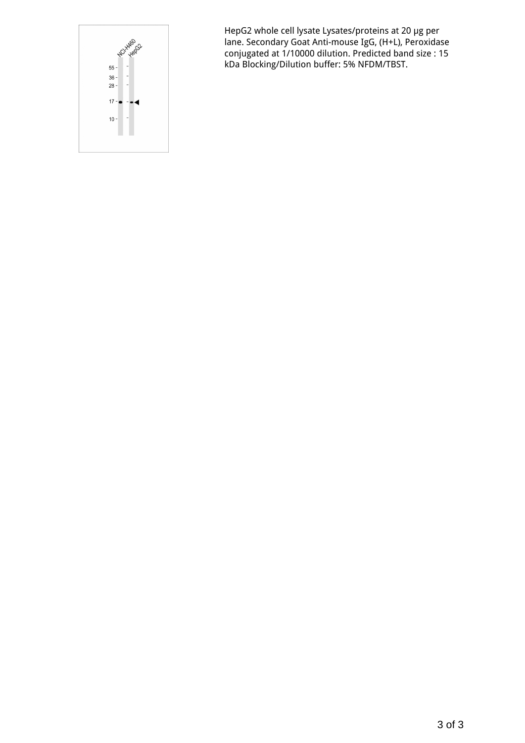HepG2 whole cell lysate Lysates/proteins at 20 µg per lane. Secondary Goat Anti-mouse IgG, (H+L), Peroxidase conjugated at 1/10000 dilution. Predicted band size : 15 kDa Blocking/Dilution buffer: 5% NFDM/TBST.